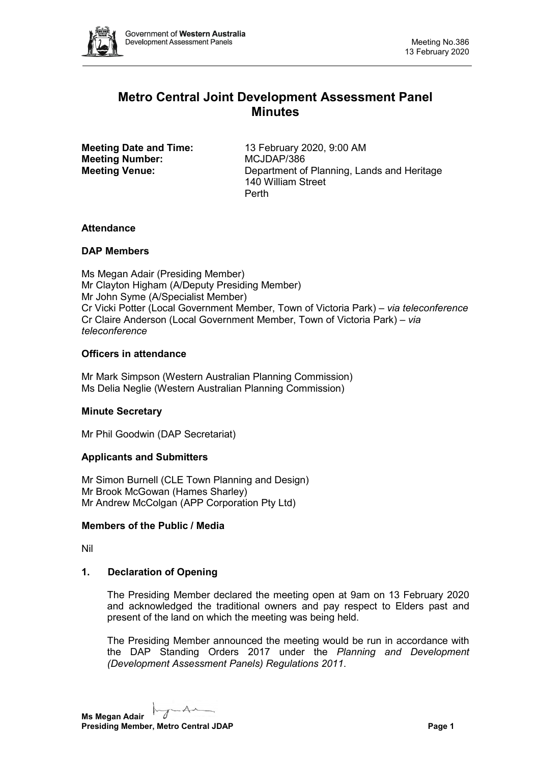# Metro Central Joint Development Assessment Panel Minutes

**Meeting Date and Time:** 13 February 2020, 9:00 AM
**Meeting Number:** MCJDAP/386
**Meeting Venue:** Department of Planning, Lands and Heritage
140 William Street
Perth

### Attendance

### DAP Members

Ms Megan Adair (Presiding Member)
Mr Clayton Higham (A/Deputy Presiding Member)
Mr John Syme (A/Specialist Member)
Cr Vicki Potter (Local Government Member, Town of Victoria Park) – *via teleconference*
Cr Claire Anderson (Local Government Member, Town of Victoria Park) – *via teleconference*

### Officers in attendance

Mr Mark Simpson (Western Australian Planning Commission)
Ms Delia Neglie (Western Australian Planning Commission)

### Minute Secretary

Mr Phil Goodwin (DAP Secretariat)

### Applicants and Submitters

Mr Simon Burnell (CLE Town Planning and Design)
Mr Brook McGowan (Hames Sharley)
Mr Andrew McColgan (APP Corporation Pty Ltd)

### Members of the Public / Media

Nil

### 1. Declaration of Opening

The Presiding Member declared the meeting open at 9am on 13 February 2020 and acknowledged the traditional owners and pay respect to Elders past and present of the land on which the meeting was being held.

The Presiding Member announced the meeting would be run in accordance with the DAP Standing Orders 2017 under the *Planning and Development (Development Assessment Panels) Regulations 2011*.

**Ms Megan Adair**
**Presiding Member, Metro Central JDAP**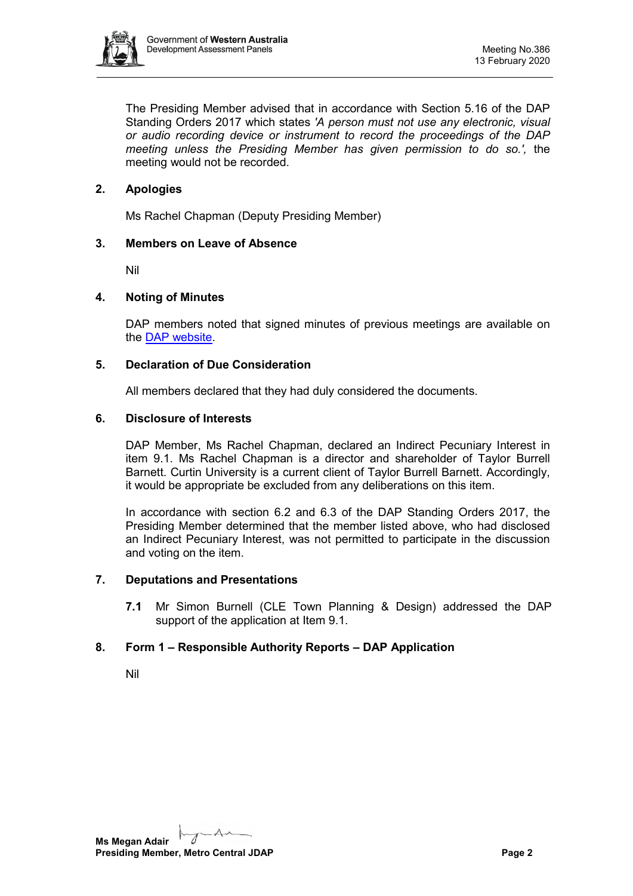The Presiding Member advised that in accordance with Section 5.16 of the DAP Standing Orders 2017 which states *'A person must not use any electronic, visual or audio recording device or instrument to record the proceedings of the DAP meeting unless the Presiding Member has given permission to do so.',* the meeting would not be recorded.

## 2. Apologies

Ms Rachel Chapman (Deputy Presiding Member)

## 3. Members on Leave of Absence

Nil

## 4. Noting of Minutes

DAP members noted that signed minutes of previous meetings are available on the DAP website.

## 5. Declaration of Due Consideration

All members declared that they had duly considered the documents.

## 6. Disclosure of Interests

DAP Member, Ms Rachel Chapman, declared an Indirect Pecuniary Interest in item 9.1. Ms Rachel Chapman is a director and shareholder of Taylor Burrell Barnett. Curtin University is a current client of Taylor Burrell Barnett. Accordingly, it would be appropriate be excluded from any deliberations on this item.

In accordance with section 6.2 and 6.3 of the DAP Standing Orders 2017, the Presiding Member determined that the member listed above, who had disclosed an Indirect Pecuniary Interest, was not permitted to participate in the discussion and voting on the item.

## 7. Deputations and Presentations

**7.1** Mr Simon Burnell (CLE Town Planning & Design) addressed the DAP support of the application at Item 9.1.

## 8. Form 1 – Responsible Authority Reports – DAP Application

Nil

**Ms Megan Adair**
**Presiding Member, Metro Central JDAP**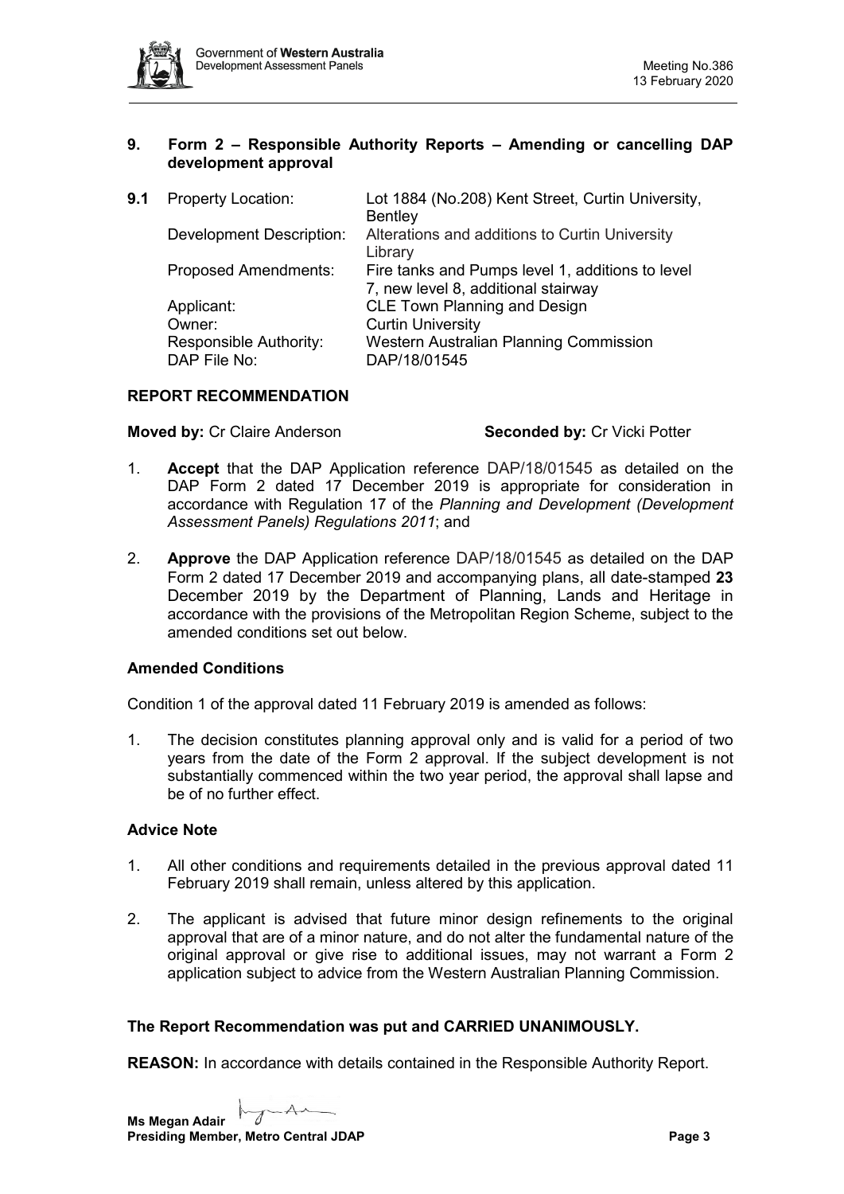## 9. Form 2 – Responsible Authority Reports – Amending or cancelling DAP development approval

**9.1**

| | |
|---|---|
| Property Location: | Lot 1884 (No.208) Kent Street, Curtin University, Bentley |
| Development Description: | Alterations and additions to Curtin University Library |
| Proposed Amendments: | Fire tanks and Pumps level 1, additions to level 7, new level 8, additional stairway |
| Applicant: | CLE Town Planning and Design |
| Owner: | Curtin University |
| Responsible Authority: | Western Australian Planning Commission |
| DAP File No: | DAP/18/01545 |

### REPORT RECOMMENDATION

**Moved by:** Cr Claire Anderson **Seconded by:** Cr Vicki Potter

1. **Accept** that the DAP Application reference DAP/18/01545 as detailed on the DAP Form 2 dated 17 December 2019 is appropriate for consideration in accordance with Regulation 17 of the *Planning and Development (Development Assessment Panels) Regulations 2011*; and

2. **Approve** the DAP Application reference DAP/18/01545 as detailed on the DAP Form 2 dated 17 December 2019 and accompanying plans, all date-stamped **23** December 2019 by the Department of Planning, Lands and Heritage in accordance with the provisions of the Metropolitan Region Scheme, subject to the amended conditions set out below.

### Amended Conditions

Condition 1 of the approval dated 11 February 2019 is amended as follows:

1. The decision constitutes planning approval only and is valid for a period of two years from the date of the Form 2 approval. If the subject development is not substantially commenced within the two year period, the approval shall lapse and be of no further effect.

### Advice Note

1. All other conditions and requirements detailed in the previous approval dated 11 February 2019 shall remain, unless altered by this application.

2. The applicant is advised that future minor design refinements to the original approval that are of a minor nature, and do not alter the fundamental nature of the original approval or give rise to additional issues, may not warrant a Form 2 application subject to advice from the Western Australian Planning Commission.

**The Report Recommendation was put and CARRIED UNANIMOUSLY.**

**REASON:** In accordance with details contained in the Responsible Authority Report.

**Ms Megan Adair**
**Presiding Member, Metro Central JDAP**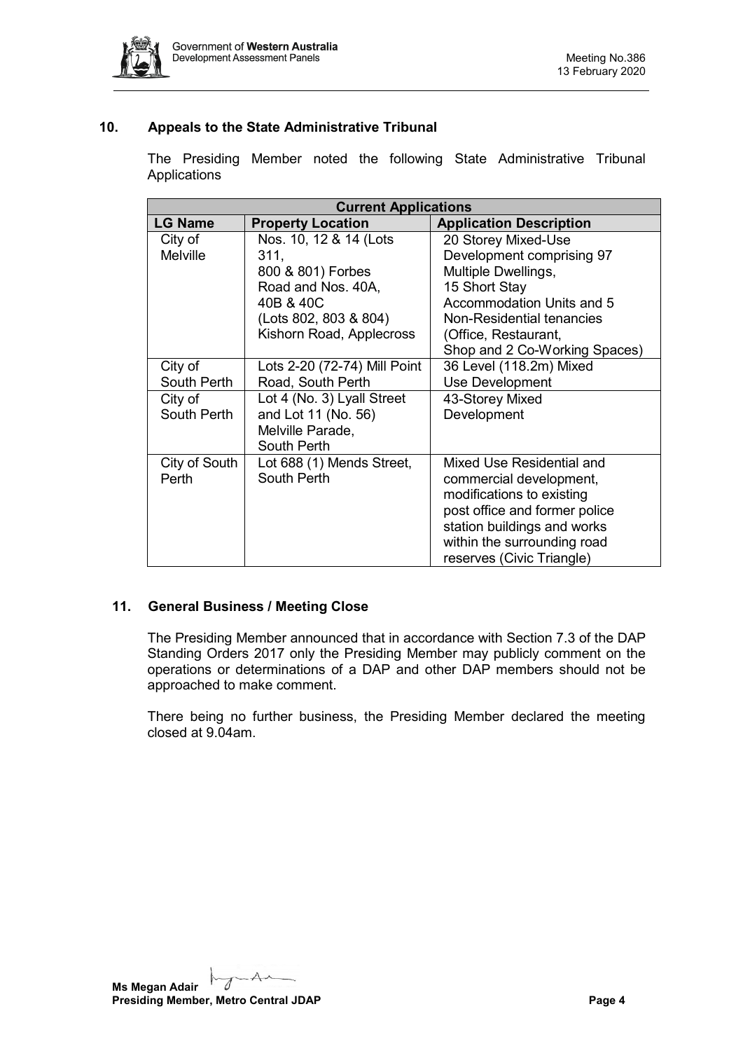## 10. Appeals to the State Administrative Tribunal

The Presiding Member noted the following State Administrative Tribunal Applications

| Current Applications | | |
|---|---|---|
| **LG Name** | **Property Location** | **Application Description** |
| City of Melville | Nos. 10, 12 & 14 (Lots 311, 800 & 801) Forbes Road and Nos. 40A, 40B & 40C (Lots 802, 803 & 804) Kishorn Road, Applecross | 20 Storey Mixed-Use Development comprising 97 Multiple Dwellings, 15 Short Stay Accommodation Units and 5 Non-Residential tenancies (Office, Restaurant, Shop and 2 Co-Working Spaces) |
| City of South Perth | Lots 2-20 (72-74) Mill Point Road, South Perth | 36 Level (118.2m) Mixed Use Development |
| City of South Perth | Lot 4 (No. 3) Lyall Street and Lot 11 (No. 56) Melville Parade, South Perth | 43-Storey Mixed Development |
| City of South Perth | Lot 688 (1) Mends Street, South Perth | Mixed Use Residential and commercial development, modifications to existing post office and former police station buildings and works within the surrounding road reserves (Civic Triangle) |

## 11. General Business / Meeting Close

The Presiding Member announced that in accordance with Section 7.3 of the DAP Standing Orders 2017 only the Presiding Member may publicly comment on the operations or determinations of a DAP and other DAP members should not be approached to make comment.

There being no further business, the Presiding Member declared the meeting closed at 9.04am.

**Ms Megan Adair**
**Presiding Member, Metro Central JDAP**